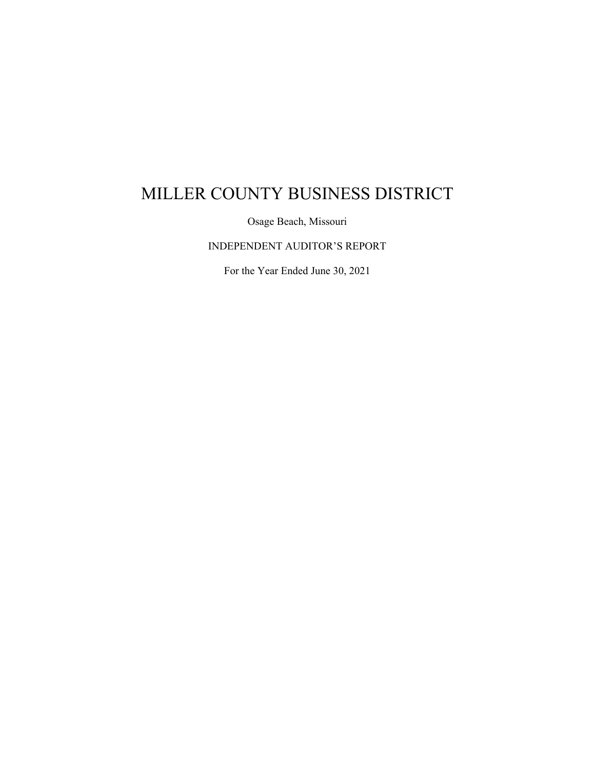# MILLER COUNTY BUSINESS DISTRICT

Osage Beach, Missouri

INDEPENDENT AUDITOR'S REPORT

For the Year Ended June 30, 2021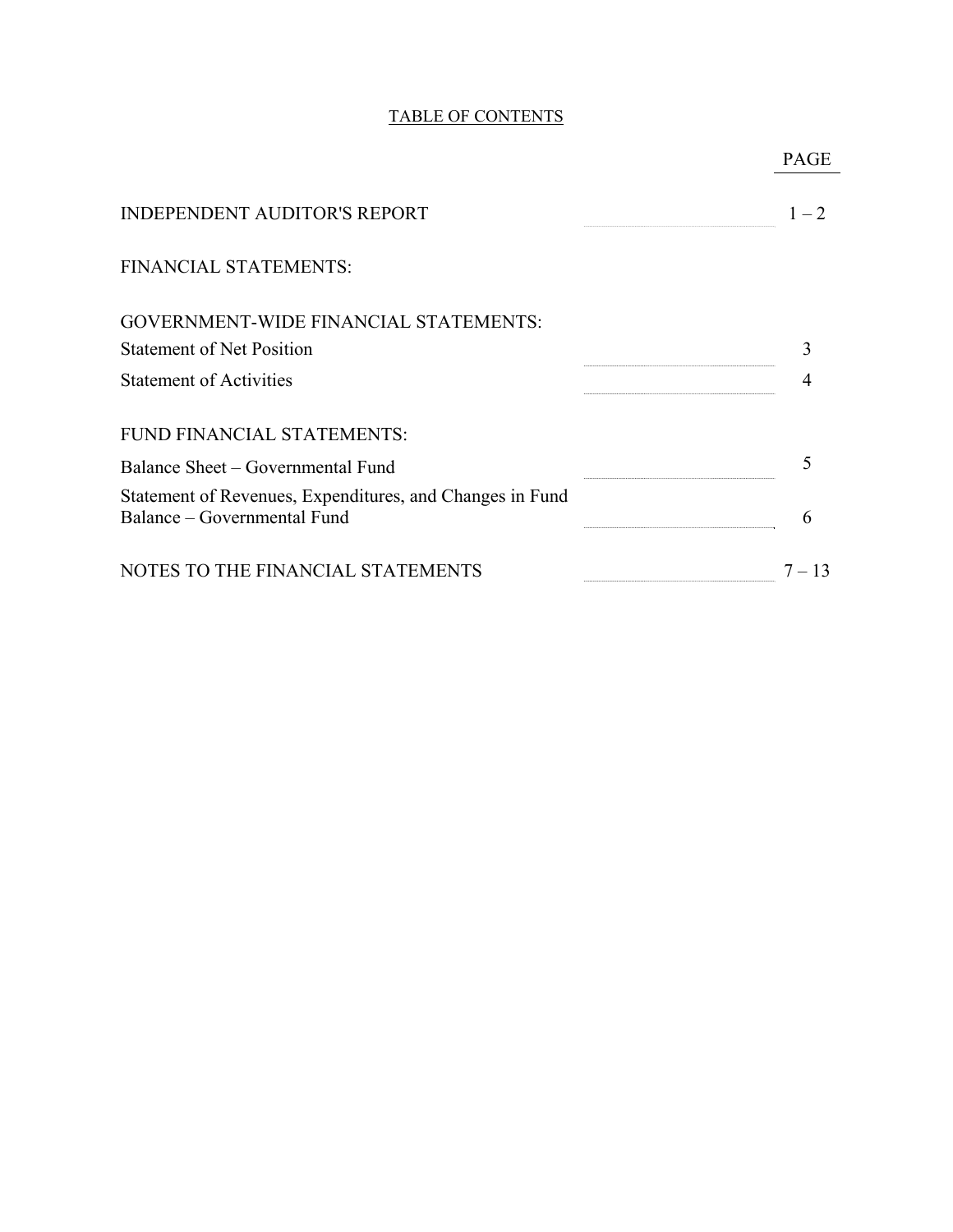# TABLE OF CONTENTS

| | PAGE |
|---|---|
| INDEPENDENT AUDITOR'S REPORT | 1 – 2 |
| FINANCIAL STATEMENTS: | |
| GOVERNMENT-WIDE FINANCIAL STATEMENTS: | |
| Statement of Net Position | 3 |
| Statement of Activities | 4 |
| FUND FINANCIAL STATEMENTS: | |
| Balance Sheet – Governmental Fund | 5 |
| Statement of Revenues, Expenditures, and Changes in Fund Balance – Governmental Fund | 6 |
| NOTES TO THE FINANCIAL STATEMENTS | 7 – 13 |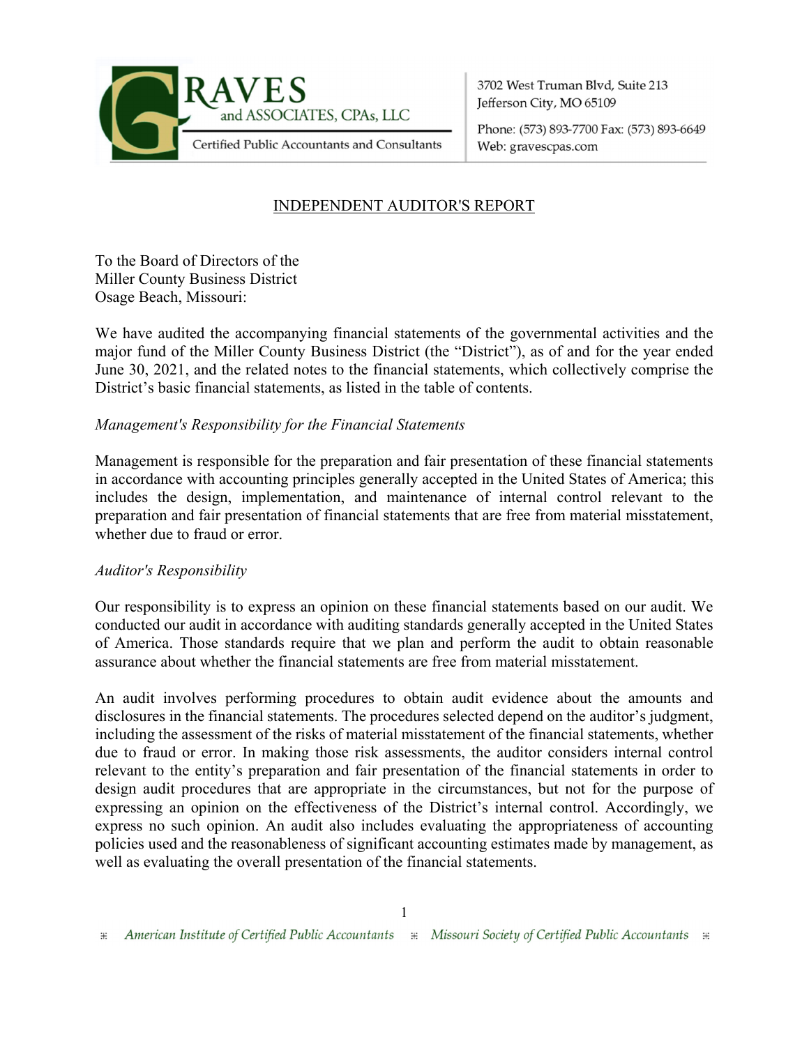GRAVES and ASSOCIATES, CPAs, LLC
Certified Public Accountants and Consultants

3702 West Truman Blvd, Suite 213
Jefferson City, MO 65109

Phone: (573) 893-7700 Fax: (573) 893-6649
Web: gravescpas.com

## INDEPENDENT AUDITOR'S REPORT

To the Board of Directors of the
Miller County Business District
Osage Beach, Missouri:

We have audited the accompanying financial statements of the governmental activities and the major fund of the Miller County Business District (the "District"), as of and for the year ended June 30, 2021, and the related notes to the financial statements, which collectively comprise the District's basic financial statements, as listed in the table of contents.

*Management's Responsibility for the Financial Statements*

Management is responsible for the preparation and fair presentation of these financial statements in accordance with accounting principles generally accepted in the United States of America; this includes the design, implementation, and maintenance of internal control relevant to the preparation and fair presentation of financial statements that are free from material misstatement, whether due to fraud or error.

*Auditor's Responsibility*

Our responsibility is to express an opinion on these financial statements based on our audit. We conducted our audit in accordance with auditing standards generally accepted in the United States of America. Those standards require that we plan and perform the audit to obtain reasonable assurance about whether the financial statements are free from material misstatement.

An audit involves performing procedures to obtain audit evidence about the amounts and disclosures in the financial statements. The procedures selected depend on the auditor's judgment, including the assessment of the risks of material misstatement of the financial statements, whether due to fraud or error. In making those risk assessments, the auditor considers internal control relevant to the entity's preparation and fair presentation of the financial statements in order to design audit procedures that are appropriate in the circumstances, but not for the purpose of expressing an opinion on the effectiveness of the District's internal control. Accordingly, we express no such opinion. An audit also includes evaluating the appropriateness of accounting policies used and the reasonableness of significant accounting estimates made by management, as well as evaluating the overall presentation of the financial statements.

American Institute of Certified Public Accountants ⁕ Missouri Society of Certified Public Accountants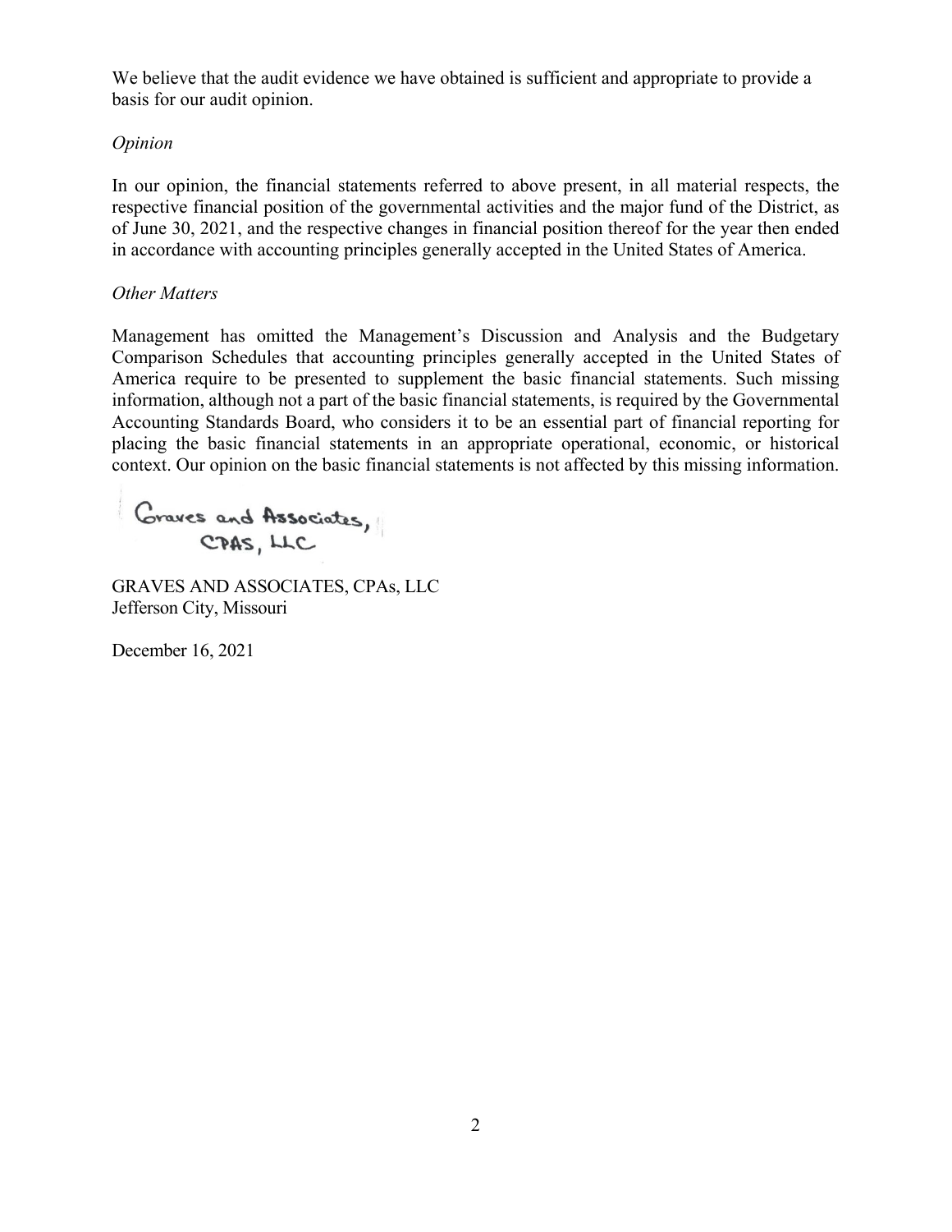We believe that the audit evidence we have obtained is sufficient and appropriate to provide a basis for our audit opinion.

*Opinion*

In our opinion, the financial statements referred to above present, in all material respects, the respective financial position of the governmental activities and the major fund of the District, as of June 30, 2021, and the respective changes in financial position thereof for the year then ended in accordance with accounting principles generally accepted in the United States of America.

*Other Matters*

Management has omitted the Management's Discussion and Analysis and the Budgetary Comparison Schedules that accounting principles generally accepted in the United States of America require to be presented to supplement the basic financial statements. Such missing information, although not a part of the basic financial statements, is required by the Governmental Accounting Standards Board, who considers it to be an essential part of financial reporting for placing the basic financial statements in an appropriate operational, economic, or historical context. Our opinion on the basic financial statements is not affected by this missing information.

Graves and Associates, CPAS, LLC

GRAVES AND ASSOCIATES, CPAs, LLC
Jefferson City, Missouri

December 16, 2021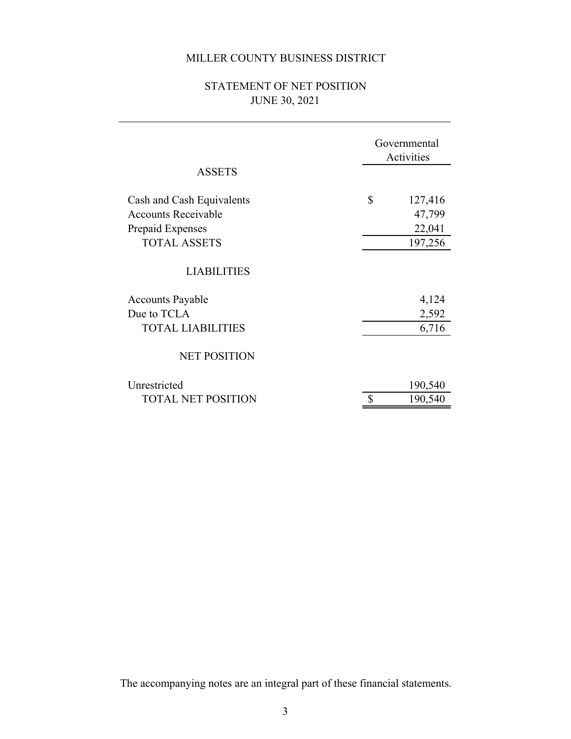# MILLER COUNTY BUSINESS DISTRICT

## STATEMENT OF NET POSITION
## JUNE 30, 2021

| | Governmental Activities |
|---|---|
| **ASSETS** | |
| Cash and Cash Equivalents | $ 127,416 |
| Accounts Receivable | 47,799 |
| Prepaid Expenses | 22,041 |
| TOTAL ASSETS | 197,256 |
| **LIABILITIES** | |
| Accounts Payable | 4,124 |
| Due to TCLA | 2,592 |
| TOTAL LIABILITIES | 6,716 |
| **NET POSITION** | |
| Unrestricted | 190,540 |
| TOTAL NET POSITION | $ 190,540 |

The accompanying notes are an integral part of these financial statements.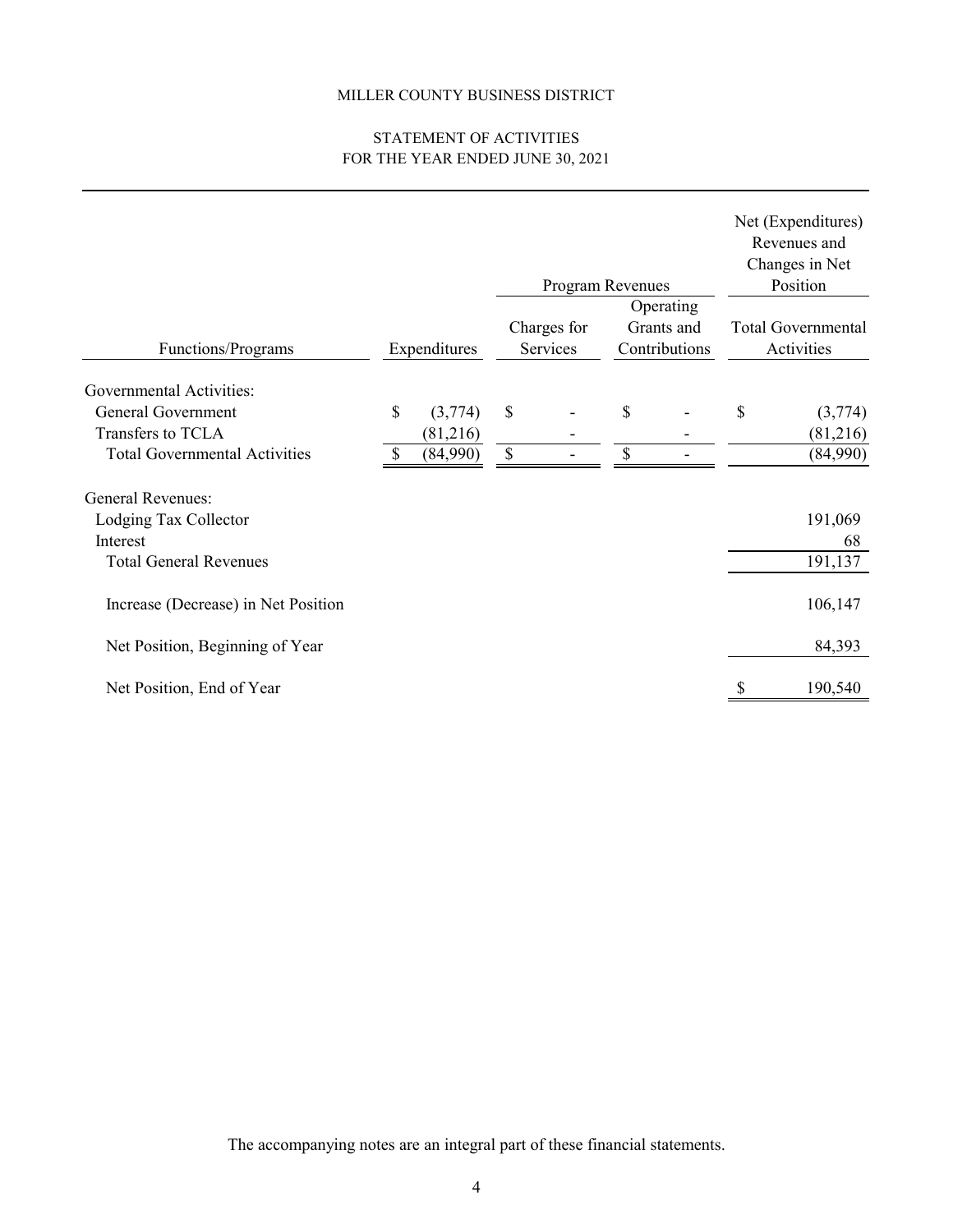MILLER COUNTY BUSINESS DISTRICT

STATEMENT OF ACTIVITIES
FOR THE YEAR ENDED JUNE 30, 2021

| | | Program Revenues | | Net (Expenditures) Revenues and Changes in Net Position |
|---|---|---|---|---|
| Functions/Programs | Expenditures | Charges for Services | Operating Grants and Contributions | Total Governmental Activities |
| Governmental Activities: | | | | |
| General Government | $ (3,774) | $ - | $ - | $ (3,774) |
| Transfers to TCLA | (81,216) | - | - | (81,216) |
| Total Governmental Activities | $ (84,990) | $ - | $ - | (84,990) |
| General Revenues: | | | | |
| Lodging Tax Collector | | | | 191,069 |
| Interest | | | | 68 |
| Total General Revenues | | | | 191,137 |
| Increase (Decrease) in Net Position | | | | 106,147 |
| Net Position, Beginning of Year | | | | 84,393 |
| Net Position, End of Year | | | | $ 190,540 |

The accompanying notes are an integral part of these financial statements.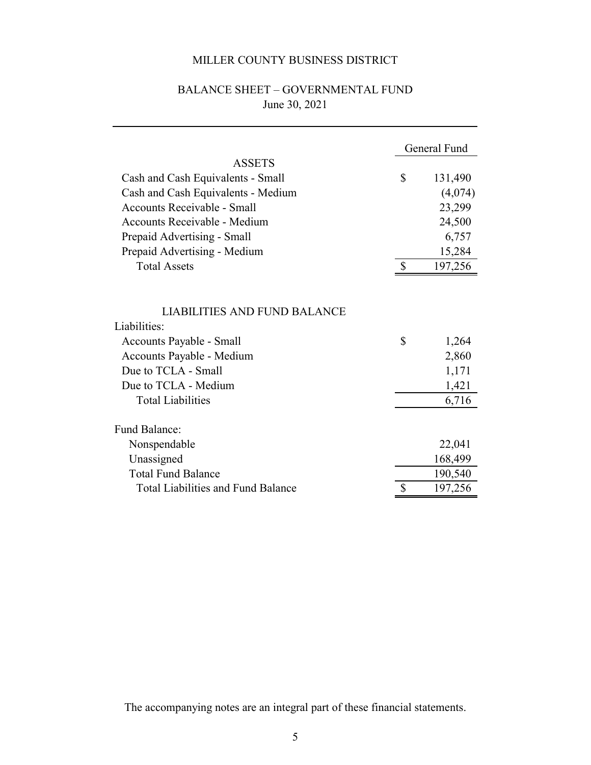# MILLER COUNTY BUSINESS DISTRICT

## BALANCE SHEET – GOVERNMENTAL FUND

June 30, 2021

| | General Fund |
|---|---|
| **ASSETS** | |
| Cash and Cash Equivalents - Small | $ 131,490 |
| Cash and Cash Equivalents - Medium | (4,074) |
| Accounts Receivable - Small | 23,299 |
| Accounts Receivable - Medium | 24,500 |
| Prepaid Advertising - Small | 6,757 |
| Prepaid Advertising - Medium | 15,284 |
| Total Assets | $ 197,256 |
| | |
| **LIABILITIES AND FUND BALANCE** | |
| Liabilities: | |
| Accounts Payable - Small | $ 1,264 |
| Accounts Payable - Medium | 2,860 |
| Due to TCLA - Small | 1,171 |
| Due to TCLA - Medium | 1,421 |
| Total Liabilities | 6,716 |
| | |
| Fund Balance: | |
| Nonspendable | 22,041 |
| Unassigned | 168,499 |
| Total Fund Balance | 190,540 |
| Total Liabilities and Fund Balance | $ 197,256 |

The accompanying notes are an integral part of these financial statements.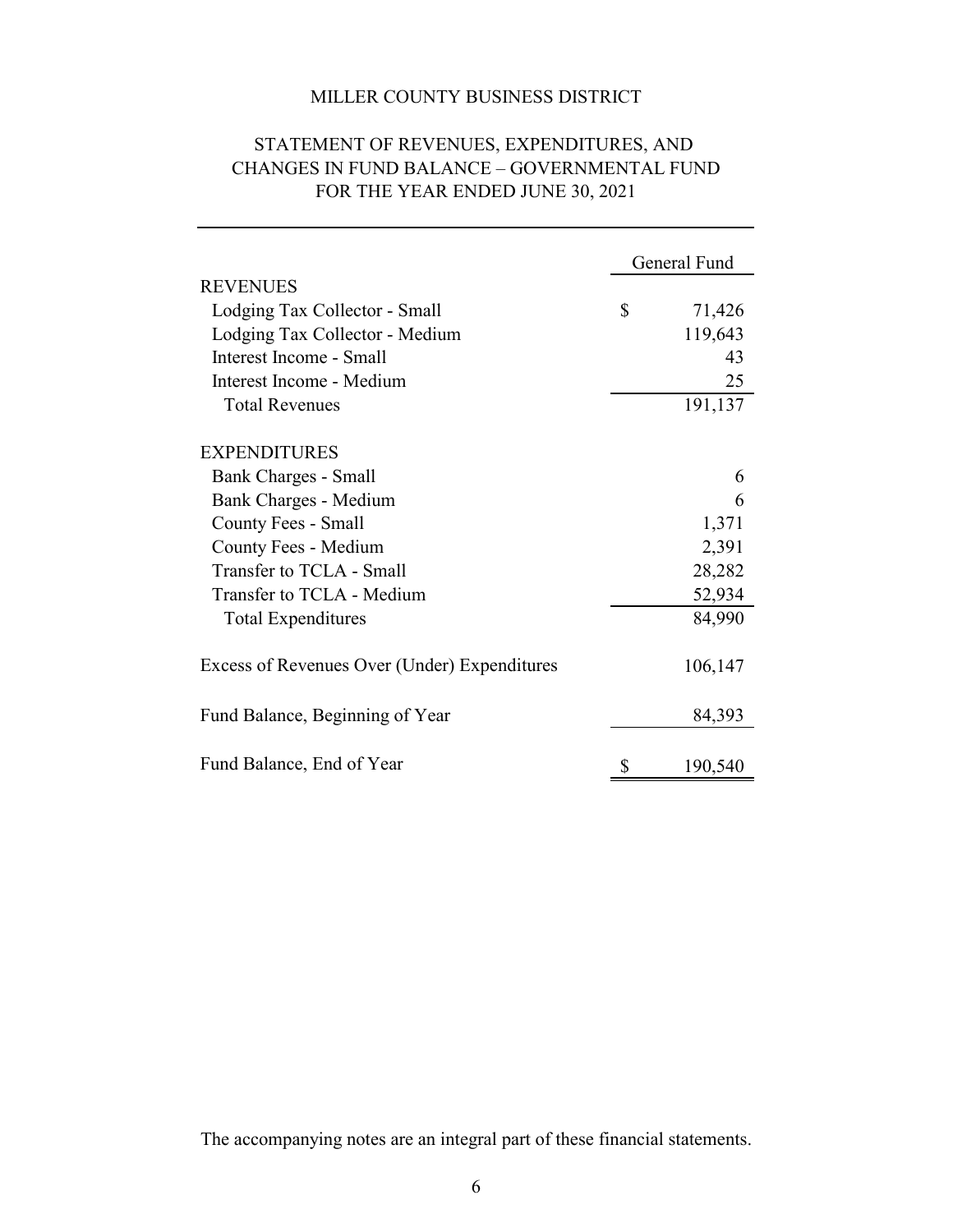# MILLER COUNTY BUSINESS DISTRICT

## STATEMENT OF REVENUES, EXPENDITURES, AND CHANGES IN FUND BALANCE – GOVERNMENTAL FUND FOR THE YEAR ENDED JUNE 30, 2021

| | General Fund |
|---|---|
| **REVENUES** | |
| Lodging Tax Collector - Small | $ 71,426 |
| Lodging Tax Collector - Medium | 119,643 |
| Interest Income - Small | 43 |
| Interest Income - Medium | 25 |
| Total Revenues | 191,137 |
| **EXPENDITURES** | |
| Bank Charges - Small | 6 |
| Bank Charges - Medium | 6 |
| County Fees - Small | 1,371 |
| County Fees - Medium | 2,391 |
| Transfer to TCLA - Small | 28,282 |
| Transfer to TCLA - Medium | 52,934 |
| Total Expenditures | 84,990 |
| Excess of Revenues Over (Under) Expenditures | 106,147 |
| Fund Balance, Beginning of Year | 84,393 |
| Fund Balance, End of Year | $ 190,540 |

The accompanying notes are an integral part of these financial statements.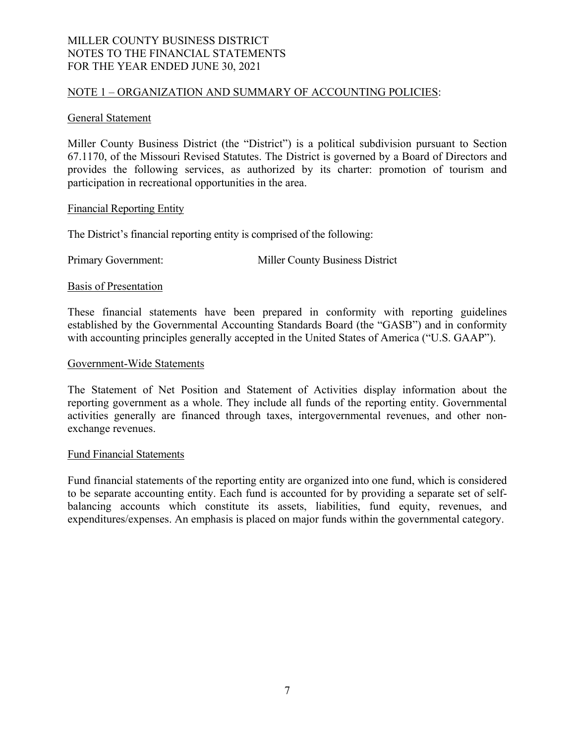MILLER COUNTY BUSINESS DISTRICT
NOTES TO THE FINANCIAL STATEMENTS
FOR THE YEAR ENDED JUNE 30, 2021

## NOTE 1 – ORGANIZATION AND SUMMARY OF ACCOUNTING POLICIES:

### General Statement

Miller County Business District (the "District") is a political subdivision pursuant to Section 67.1170, of the Missouri Revised Statutes. The District is governed by a Board of Directors and provides the following services, as authorized by its charter: promotion of tourism and participation in recreational opportunities in the area.

### Financial Reporting Entity

The District's financial reporting entity is comprised of the following:

| Primary Government: | Miller County Business District |
|---|---|

### Basis of Presentation

These financial statements have been prepared in conformity with reporting guidelines established by the Governmental Accounting Standards Board (the "GASB") and in conformity with accounting principles generally accepted in the United States of America ("U.S. GAAP").

### Government-Wide Statements

The Statement of Net Position and Statement of Activities display information about the reporting government as a whole. They include all funds of the reporting entity. Governmental activities generally are financed through taxes, intergovernmental revenues, and other non-exchange revenues.

### Fund Financial Statements

Fund financial statements of the reporting entity are organized into one fund, which is considered to be separate accounting entity. Each fund is accounted for by providing a separate set of self-balancing accounts which constitute its assets, liabilities, fund equity, revenues, and expenditures/expenses. An emphasis is placed on major funds within the governmental category.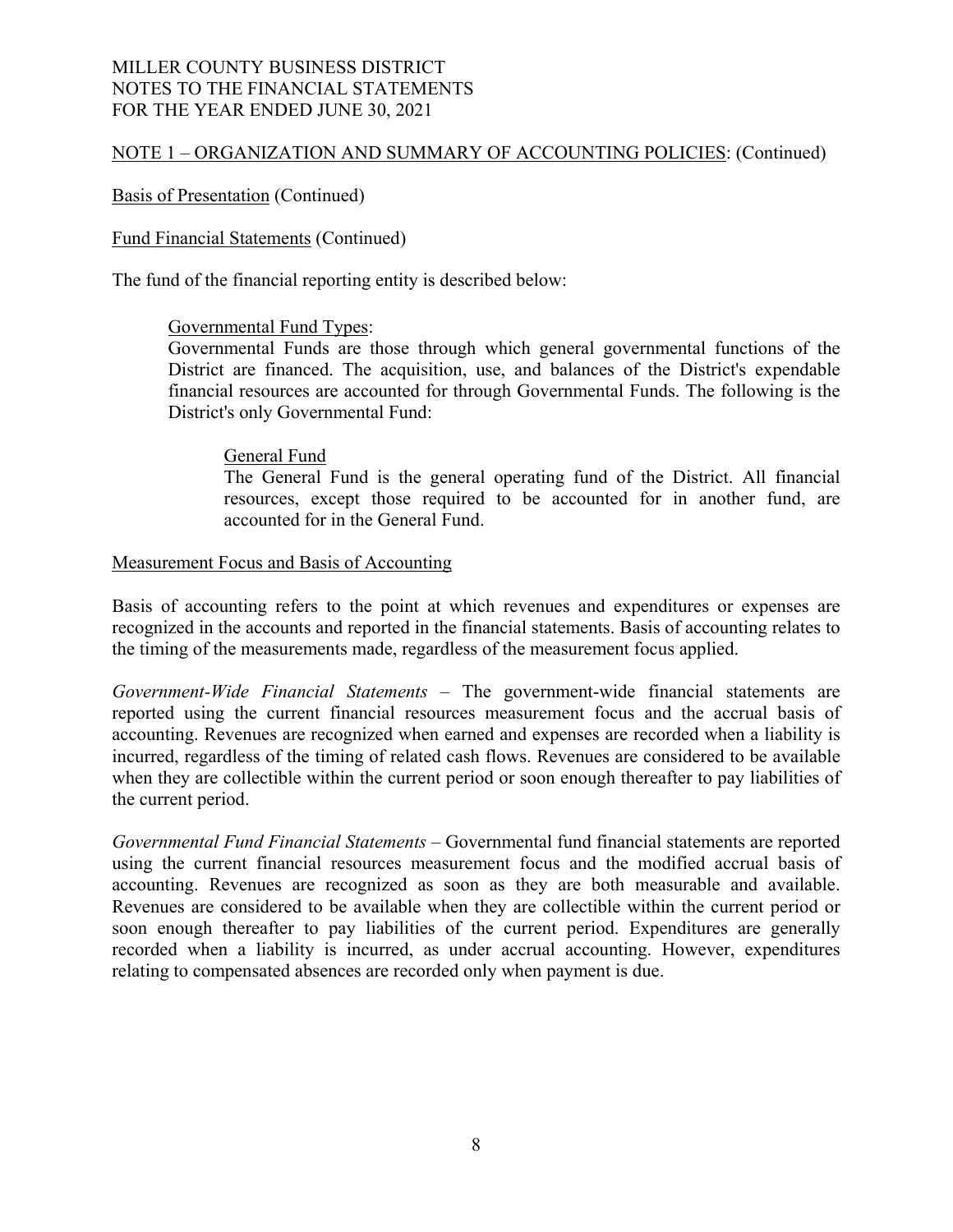MILLER COUNTY BUSINESS DISTRICT
NOTES TO THE FINANCIAL STATEMENTS
FOR THE YEAR ENDED JUNE 30, 2021

NOTE 1 – ORGANIZATION AND SUMMARY OF ACCOUNTING POLICIES: (Continued)

Basis of Presentation (Continued)

Fund Financial Statements (Continued)

The fund of the financial reporting entity is described below:

Governmental Fund Types:
Governmental Funds are those through which general governmental functions of the District are financed. The acquisition, use, and balances of the District's expendable financial resources are accounted for through Governmental Funds. The following is the District's only Governmental Fund:

General Fund
The General Fund is the general operating fund of the District. All financial resources, except those required to be accounted for in another fund, are accounted for in the General Fund.

Measurement Focus and Basis of Accounting

Basis of accounting refers to the point at which revenues and expenditures or expenses are recognized in the accounts and reported in the financial statements. Basis of accounting relates to the timing of the measurements made, regardless of the measurement focus applied.

*Government-Wide Financial Statements* – The government-wide financial statements are reported using the current financial resources measurement focus and the accrual basis of accounting. Revenues are recognized when earned and expenses are recorded when a liability is incurred, regardless of the timing of related cash flows. Revenues are considered to be available when they are collectible within the current period or soon enough thereafter to pay liabilities of the current period.

*Governmental Fund Financial Statements* – Governmental fund financial statements are reported using the current financial resources measurement focus and the modified accrual basis of accounting. Revenues are recognized as soon as they are both measurable and available. Revenues are considered to be available when they are collectible within the current period or soon enough thereafter to pay liabilities of the current period. Expenditures are generally recorded when a liability is incurred, as under accrual accounting. However, expenditures relating to compensated absences are recorded only when payment is due.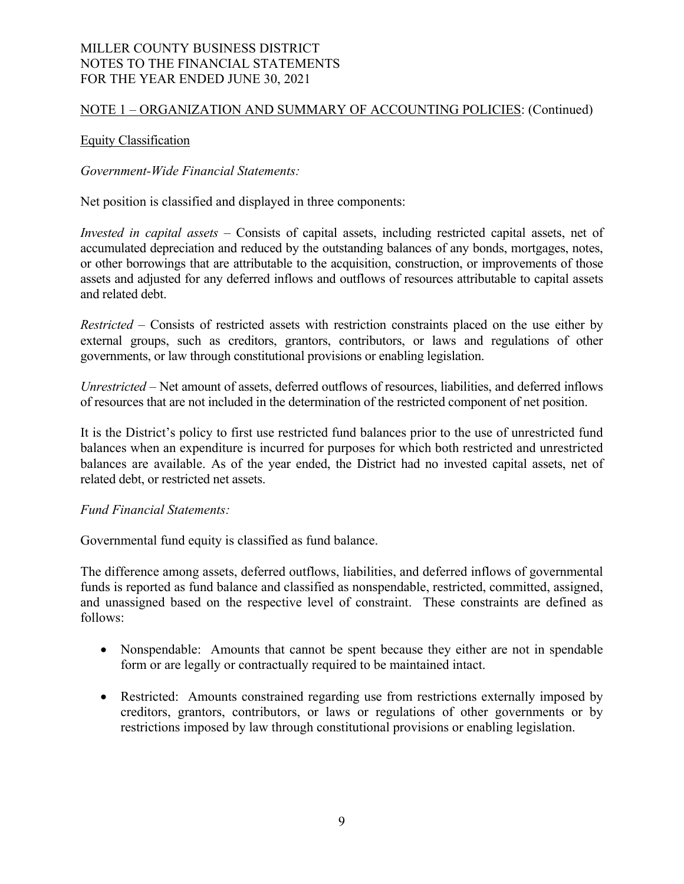MILLER COUNTY BUSINESS DISTRICT
NOTES TO THE FINANCIAL STATEMENTS
FOR THE YEAR ENDED JUNE 30, 2021

NOTE 1 – ORGANIZATION AND SUMMARY OF ACCOUNTING POLICIES: (Continued)

Equity Classification

*Government-Wide Financial Statements:*

Net position is classified and displayed in three components:

*Invested in capital assets* – Consists of capital assets, including restricted capital assets, net of accumulated depreciation and reduced by the outstanding balances of any bonds, mortgages, notes, or other borrowings that are attributable to the acquisition, construction, or improvements of those assets and adjusted for any deferred inflows and outflows of resources attributable to capital assets and related debt.

*Restricted* – Consists of restricted assets with restriction constraints placed on the use either by external groups, such as creditors, grantors, contributors, or laws and regulations of other governments, or law through constitutional provisions or enabling legislation.

*Unrestricted* – Net amount of assets, deferred outflows of resources, liabilities, and deferred inflows of resources that are not included in the determination of the restricted component of net position.

It is the District's policy to first use restricted fund balances prior to the use of unrestricted fund balances when an expenditure is incurred for purposes for which both restricted and unrestricted balances are available. As of the year ended, the District had no invested capital assets, net of related debt, or restricted net assets.

*Fund Financial Statements:*

Governmental fund equity is classified as fund balance.

The difference among assets, deferred outflows, liabilities, and deferred inflows of governmental funds is reported as fund balance and classified as nonspendable, restricted, committed, assigned, and unassigned based on the respective level of constraint. These constraints are defined as follows:

- Nonspendable: Amounts that cannot be spent because they either are not in spendable form or are legally or contractually required to be maintained intact.
- Restricted: Amounts constrained regarding use from restrictions externally imposed by creditors, grantors, contributors, or laws or regulations of other governments or by restrictions imposed by law through constitutional provisions or enabling legislation.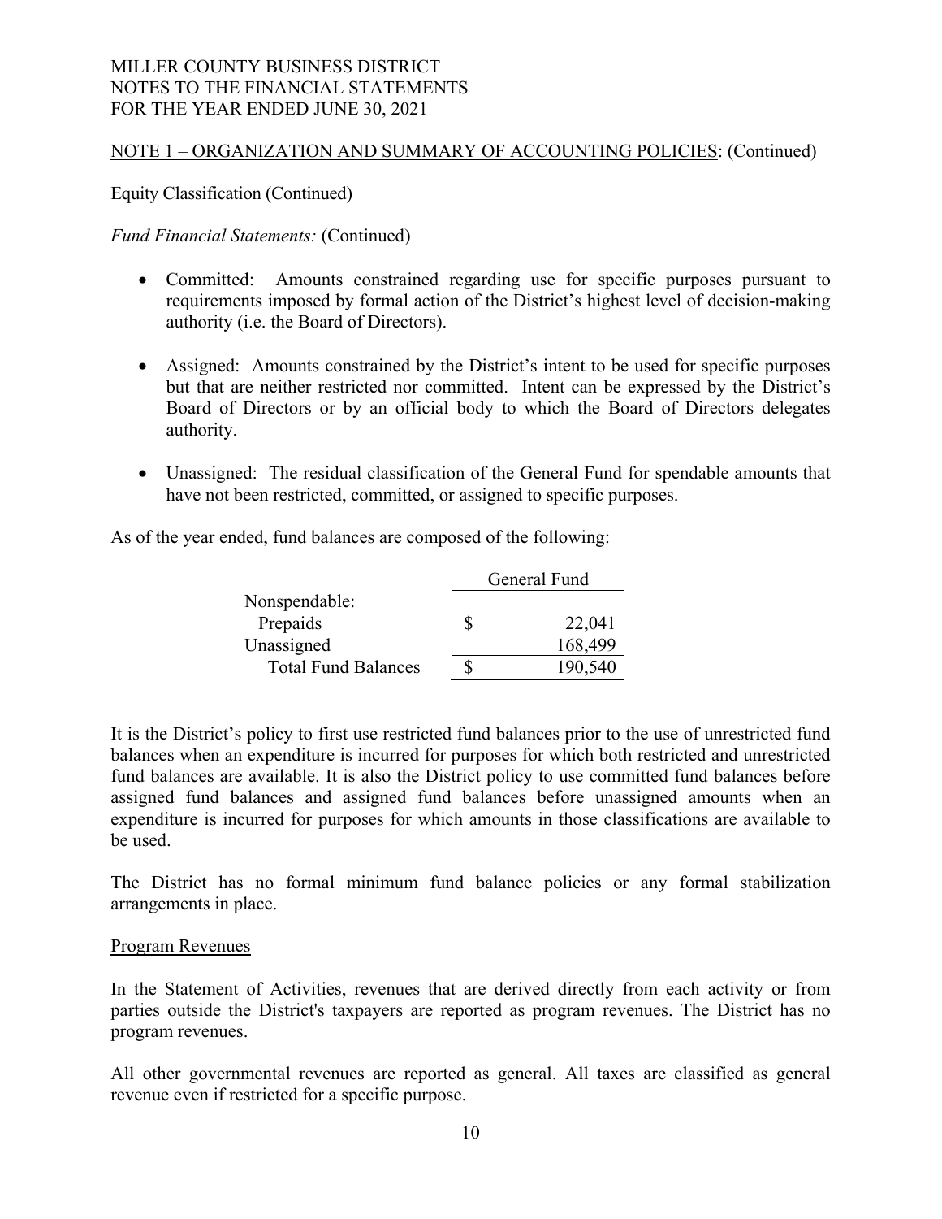MILLER COUNTY BUSINESS DISTRICT
NOTES TO THE FINANCIAL STATEMENTS
FOR THE YEAR ENDED JUNE 30, 2021

## NOTE 1 – ORGANIZATION AND SUMMARY OF ACCOUNTING POLICIES: (Continued)

### Equity Classification (Continued)

*Fund Financial Statements:* (Continued)

- Committed: Amounts constrained regarding use for specific purposes pursuant to requirements imposed by formal action of the District's highest level of decision-making authority (i.e. the Board of Directors).

- Assigned: Amounts constrained by the District's intent to be used for specific purposes but that are neither restricted nor committed. Intent can be expressed by the District's Board of Directors or by an official body to which the Board of Directors delegates authority.

- Unassigned: The residual classification of the General Fund for spendable amounts that have not been restricted, committed, or assigned to specific purposes.

As of the year ended, fund balances are composed of the following:

| | General Fund |
|---|---|
| Nonspendable: | |
| Prepaids | $ 22,041 |
| Unassigned | 168,499 |
| Total Fund Balances | $ 190,540 |

It is the District's policy to first use restricted fund balances prior to the use of unrestricted fund balances when an expenditure is incurred for purposes for which both restricted and unrestricted fund balances are available. It is also the District policy to use committed fund balances before assigned fund balances and assigned fund balances before unassigned amounts when an expenditure is incurred for purposes for which amounts in those classifications are available to be used.

The District has no formal minimum fund balance policies or any formal stabilization arrangements in place.

### Program Revenues

In the Statement of Activities, revenues that are derived directly from each activity or from parties outside the District's taxpayers are reported as program revenues. The District has no program revenues.

All other governmental revenues are reported as general. All taxes are classified as general revenue even if restricted for a specific purpose.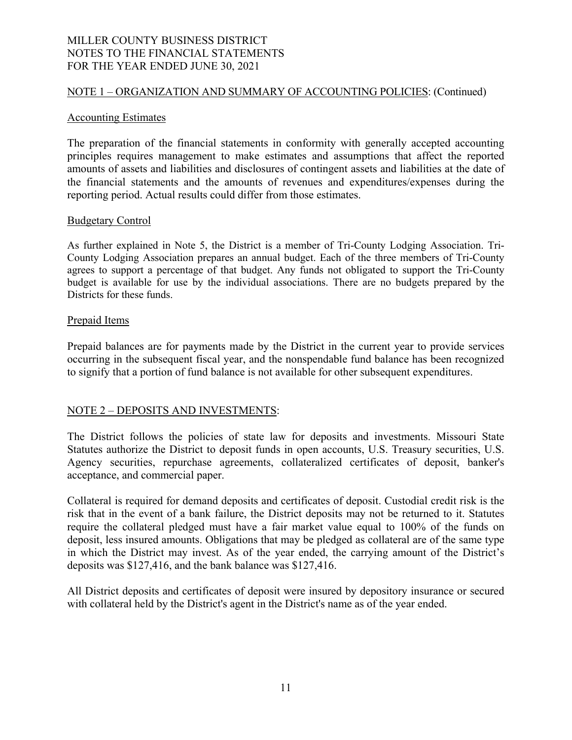## NOTE 1 – ORGANIZATION AND SUMMARY OF ACCOUNTING POLICIES: (Continued)

### Accounting Estimates

The preparation of the financial statements in conformity with generally accepted accounting principles requires management to make estimates and assumptions that affect the reported amounts of assets and liabilities and disclosures of contingent assets and liabilities at the date of the financial statements and the amounts of revenues and expenditures/expenses during the reporting period. Actual results could differ from those estimates.

### Budgetary Control

As further explained in Note 5, the District is a member of Tri-County Lodging Association. Tri-County Lodging Association prepares an annual budget. Each of the three members of Tri-County agrees to support a percentage of that budget. Any funds not obligated to support the Tri-County budget is available for use by the individual associations. There are no budgets prepared by the Districts for these funds.

### Prepaid Items

Prepaid balances are for payments made by the District in the current year to provide services occurring in the subsequent fiscal year, and the nonspendable fund balance has been recognized to signify that a portion of fund balance is not available for other subsequent expenditures.

## NOTE 2 – DEPOSITS AND INVESTMENTS:

The District follows the policies of state law for deposits and investments. Missouri State Statutes authorize the District to deposit funds in open accounts, U.S. Treasury securities, U.S. Agency securities, repurchase agreements, collateralized certificates of deposit, banker's acceptance, and commercial paper.

Collateral is required for demand deposits and certificates of deposit. Custodial credit risk is the risk that in the event of a bank failure, the District deposits may not be returned to it. Statutes require the collateral pledged must have a fair market value equal to 100% of the funds on deposit, less insured amounts. Obligations that may be pledged as collateral are of the same type in which the District may invest. As of the year ended, the carrying amount of the District's deposits was $127,416, and the bank balance was $127,416.

All District deposits and certificates of deposit were insured by depository insurance or secured with collateral held by the District's agent in the District's name as of the year ended.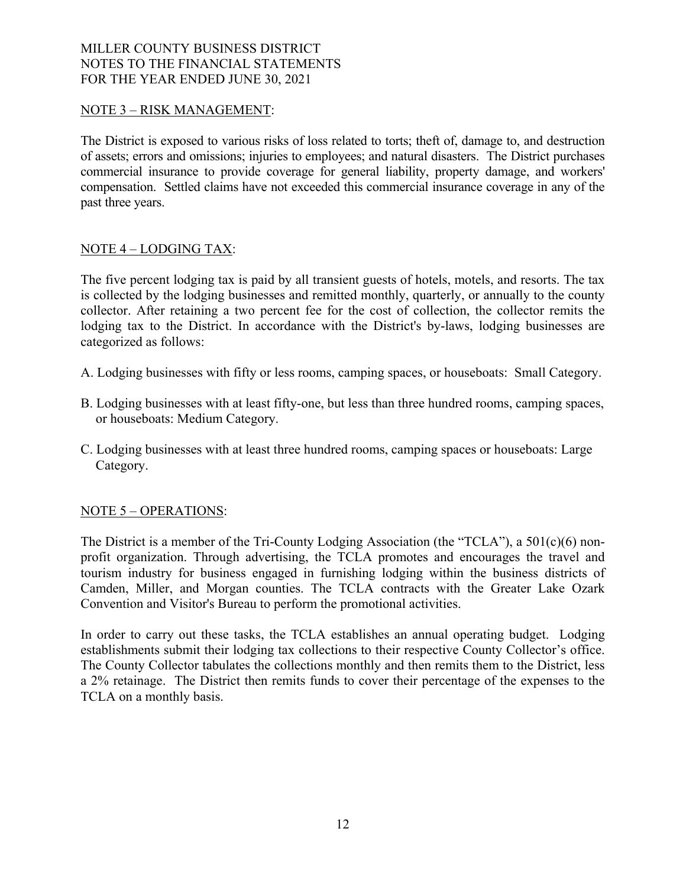MILLER COUNTY BUSINESS DISTRICT
NOTES TO THE FINANCIAL STATEMENTS
FOR THE YEAR ENDED JUNE 30, 2021

## NOTE 3 – RISK MANAGEMENT:

The District is exposed to various risks of loss related to torts; theft of, damage to, and destruction of assets; errors and omissions; injuries to employees; and natural disasters. The District purchases commercial insurance to provide coverage for general liability, property damage, and workers' compensation. Settled claims have not exceeded this commercial insurance coverage in any of the past three years.

## NOTE 4 – LODGING TAX:

The five percent lodging tax is paid by all transient guests of hotels, motels, and resorts. The tax is collected by the lodging businesses and remitted monthly, quarterly, or annually to the county collector. After retaining a two percent fee for the cost of collection, the collector remits the lodging tax to the District. In accordance with the District's by-laws, lodging businesses are categorized as follows:

A. Lodging businesses with fifty or less rooms, camping spaces, or houseboats: Small Category.

B. Lodging businesses with at least fifty-one, but less than three hundred rooms, camping spaces, or houseboats: Medium Category.

C. Lodging businesses with at least three hundred rooms, camping spaces or houseboats: Large Category.

## NOTE 5 – OPERATIONS:

The District is a member of the Tri-County Lodging Association (the "TCLA"), a 501(c)(6) non-profit organization. Through advertising, the TCLA promotes and encourages the travel and tourism industry for business engaged in furnishing lodging within the business districts of Camden, Miller, and Morgan counties. The TCLA contracts with the Greater Lake Ozark Convention and Visitor's Bureau to perform the promotional activities.

In order to carry out these tasks, the TCLA establishes an annual operating budget. Lodging establishments submit their lodging tax collections to their respective County Collector's office. The County Collector tabulates the collections monthly and then remits them to the District, less a 2% retainage. The District then remits funds to cover their percentage of the expenses to the TCLA on a monthly basis.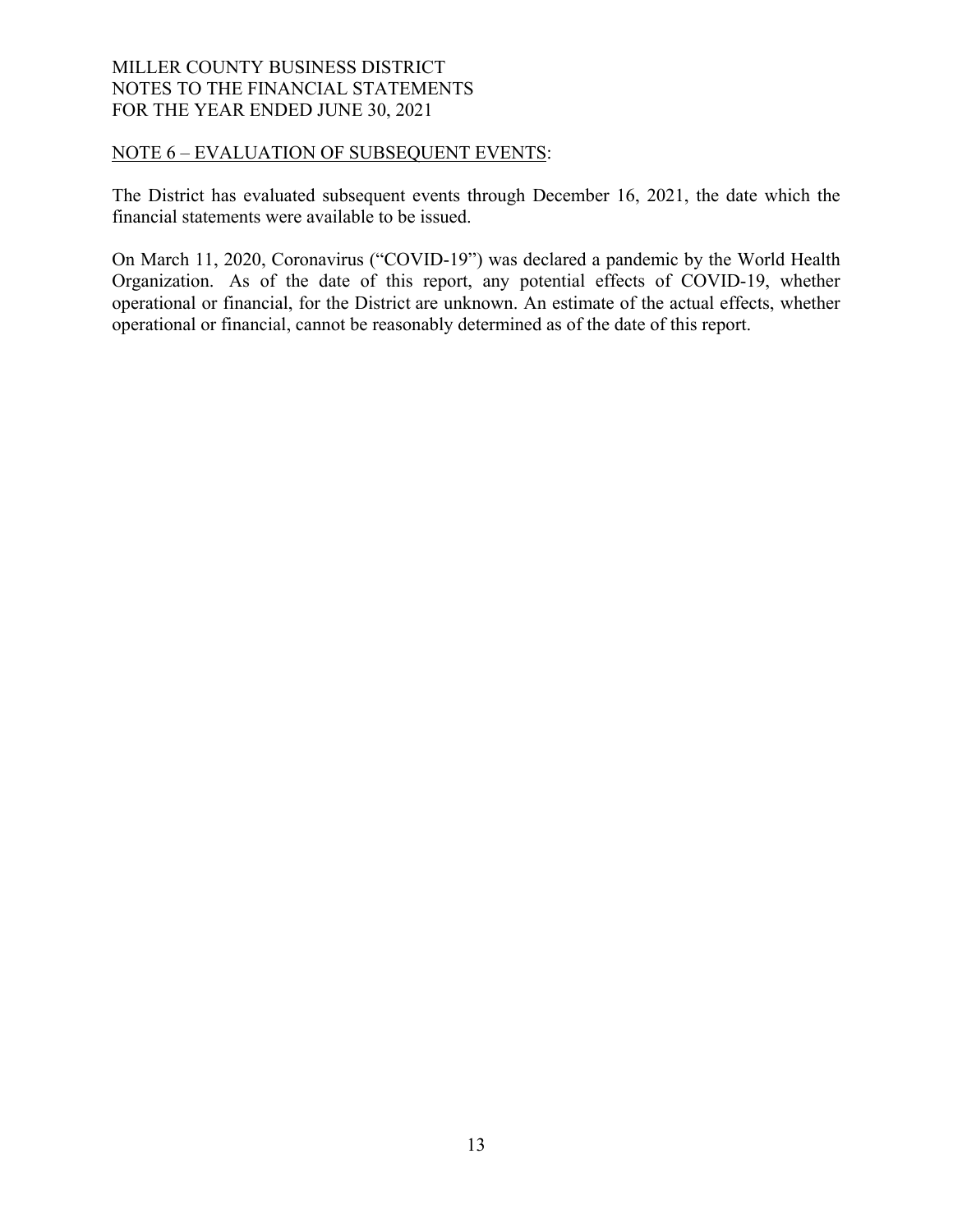MILLER COUNTY BUSINESS DISTRICT
NOTES TO THE FINANCIAL STATEMENTS
FOR THE YEAR ENDED JUNE 30, 2021

## NOTE 6 – EVALUATION OF SUBSEQUENT EVENTS:

The District has evaluated subsequent events through December 16, 2021, the date which the financial statements were available to be issued.

On March 11, 2020, Coronavirus ("COVID-19") was declared a pandemic by the World Health Organization. As of the date of this report, any potential effects of COVID-19, whether operational or financial, for the District are unknown. An estimate of the actual effects, whether operational or financial, cannot be reasonably determined as of the date of this report.